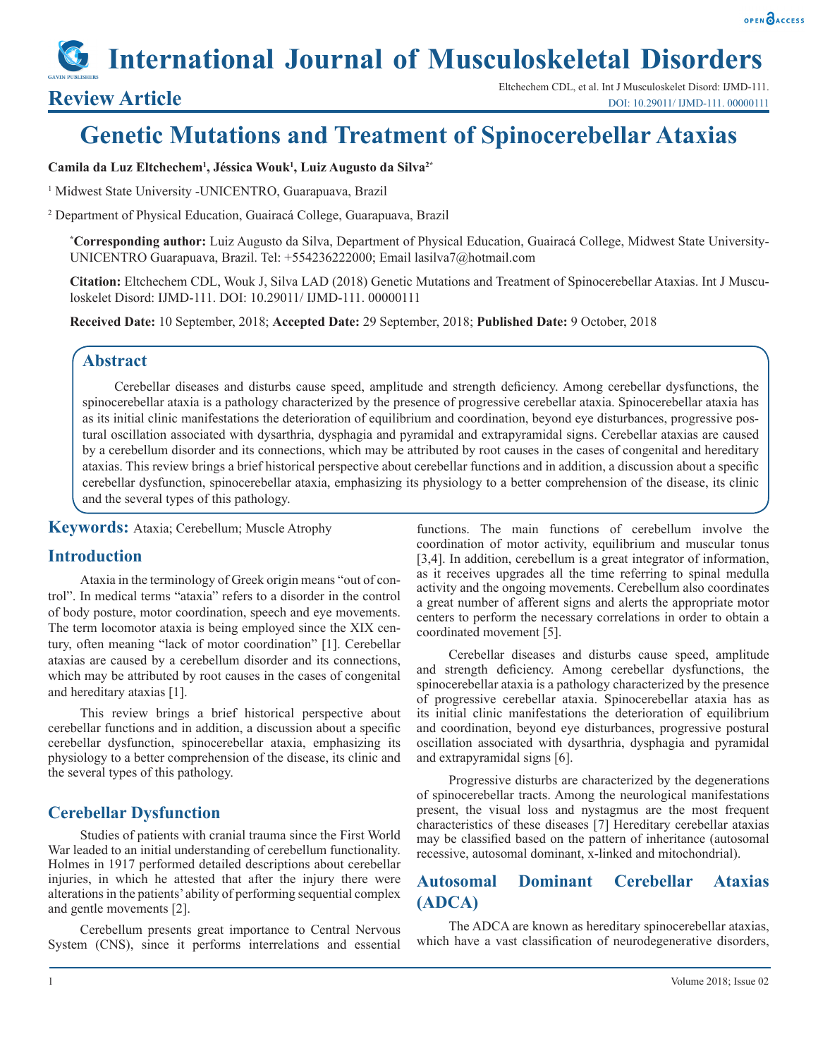# International Journal of Musculoskeletal Disorders

## Review Article

Eltchechem CDL, et al. Int J Musculoskelet Disord: IJMD-111.
DOI: 10.29011/ IJMD-111. 00000111

# Genetic Mutations and Treatment of Spinocerebellar Ataxias

**Camila da Luz Eltchechem[1], Jéssica Wouk[1], Luiz Augusto da Silva[2*]**

[1] Midwest State University -UNICENTRO, Guarapuava, Brazil

[2] Department of Physical Education, Guairacá College, Guarapuava, Brazil

***Corresponding author:** Luiz Augusto da Silva, Department of Physical Education, Guairacá College, Midwest State University-UNICENTRO Guarapuava, Brazil. Tel: +554236222000; Email lasilva7@hotmail.com

**Citation:** Eltchechem CDL, Wouk J, Silva LAD (2018) Genetic Mutations and Treatment of Spinocerebellar Ataxias. Int J Musculoskelet Disord: IJMD-111. DOI: 10.29011/ IJMD-111. 00000111

**Received Date:** 10 September, 2018; **Accepted Date:** 29 September, 2018; **Published Date:** 9 October, 2018

## Abstract

Cerebellar diseases and disturbs cause speed, amplitude and strength deficiency. Among cerebellar dysfunctions, the spinocerebellar ataxia is a pathology characterized by the presence of progressive cerebellar ataxia. Spinocerebellar ataxia has as its initial clinic manifestations the deterioration of equilibrium and coordination, beyond eye disturbances, progressive postural oscillation associated with dysarthria, dysphagia and pyramidal and extrapyramidal signs. Cerebellar ataxias are caused by a cerebellum disorder and its connections, which may be attributed by root causes in the cases of congenital and hereditary ataxias. This review brings a brief historical perspective about cerebellar functions and in addition, a discussion about a specific cerebellar dysfunction, spinocerebellar ataxia, emphasizing its physiology to a better comprehension of the disease, its clinic and the several types of this pathology.

**Keywords:** Ataxia; Cerebellum; Muscle Atrophy

## Introduction

Ataxia in the terminology of Greek origin means "out of control". In medical terms "ataxia" refers to a disorder in the control of body posture, motor coordination, speech and eye movements. The term locomotor ataxia is being employed since the XIX century, often meaning "lack of motor coordination" [1]. Cerebellar ataxias are caused by a cerebellum disorder and its connections, which may be attributed by root causes in the cases of congenital and hereditary ataxias [1].

This review brings a brief historical perspective about cerebellar functions and in addition, a discussion about a specific cerebellar dysfunction, spinocerebellar ataxia, emphasizing its physiology to a better comprehension of the disease, its clinic and the several types of this pathology.

## Cerebellar Dysfunction

Studies of patients with cranial trauma since the First World War leaded to an initial understanding of cerebellum functionality. Holmes in 1917 performed detailed descriptions about cerebellar injuries, in which he attested that after the injury there were alterations in the patients' ability of performing sequential complex and gentle movements [2].

Cerebellum presents great importance to Central Nervous System (CNS), since it performs interrelations and essential functions. The main functions of cerebellum involve the coordination of motor activity, equilibrium and muscular tonus [3,4]. In addition, cerebellum is a great integrator of information, as it receives upgrades all the time referring to spinal medulla activity and the ongoing movements. Cerebellum also coordinates a great number of afferent signs and alerts the appropriate motor centers to perform the necessary correlations in order to obtain a coordinated movement [5].

Cerebellar diseases and disturbs cause speed, amplitude and strength deficiency. Among cerebellar dysfunctions, the spinocerebellar ataxia is a pathology characterized by the presence of progressive cerebellar ataxia. Spinocerebellar ataxia has as its initial clinic manifestations the deterioration of equilibrium and coordination, beyond eye disturbances, progressive postural oscillation associated with dysarthria, dysphagia and pyramidal and extrapyramidal signs [6].

Progressive disturbs are characterized by the degenerations of spinocerebellar tracts. Among the neurological manifestations present, the visual loss and nystagmus are the most frequent characteristics of these diseases [7] Hereditary cerebellar ataxias may be classified based on the pattern of inheritance (autosomal recessive, autosomal dominant, x-linked and mitochondrial).

## Autosomal Dominant Cerebellar Ataxias (ADCA)

The ADCA are known as hereditary spinocerebellar ataxias, which have a vast classification of neurodegenerative disorders,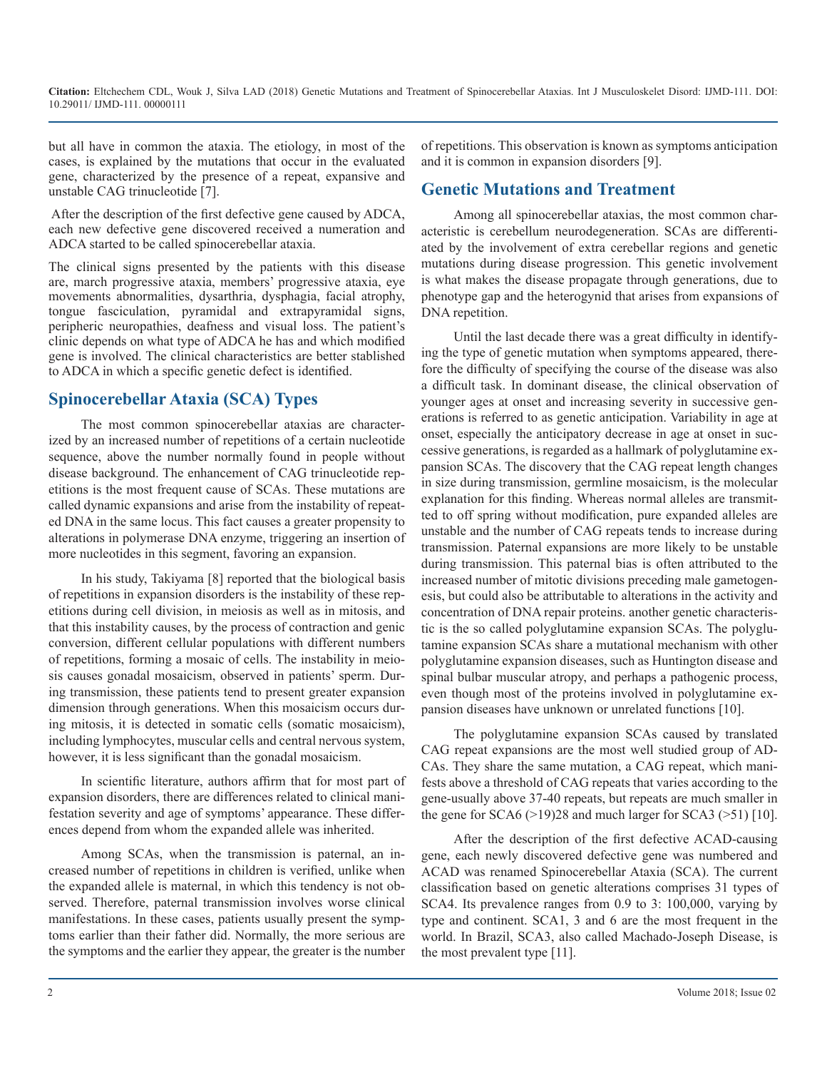but all have in common the ataxia. The etiology, in most of the cases, is explained by the mutations that occur in the evaluated gene, characterized by the presence of a repeat, expansive and unstable CAG trinucleotide [7].

After the description of the first defective gene caused by ADCA, each new defective gene discovered received a numeration and ADCA started to be called spinocerebellar ataxia.

The clinical signs presented by the patients with this disease are, march progressive ataxia, members' progressive ataxia, eye movements abnormalities, dysarthria, dysphagia, facial atrophy, tongue fasciculation, pyramidal and extrapyramidal signs, peripheric neuropathies, deafness and visual loss. The patient's clinic depends on what type of ADCA he has and which modified gene is involved. The clinical characteristics are better stablished to ADCA in which a specific genetic defect is identified.

## Spinocerebellar Ataxia (SCA) Types

The most common spinocerebellar ataxias are characterized by an increased number of repetitions of a certain nucleotide sequence, above the number normally found in people without disease background. The enhancement of CAG trinucleotide repetitions is the most frequent cause of SCAs. These mutations are called dynamic expansions and arise from the instability of repeated DNA in the same locus. This fact causes a greater propensity to alterations in polymerase DNA enzyme, triggering an insertion of more nucleotides in this segment, favoring an expansion.

In his study, Takiyama [8] reported that the biological basis of repetitions in expansion disorders is the instability of these repetitions during cell division, in meiosis as well as in mitosis, and that this instability causes, by the process of contraction and genic conversion, different cellular populations with different numbers of repetitions, forming a mosaic of cells. The instability in meiosis causes gonadal mosaicism, observed in patients' sperm. During transmission, these patients tend to present greater expansion dimension through generations. When this mosaicism occurs during mitosis, it is detected in somatic cells (somatic mosaicism), including lymphocytes, muscular cells and central nervous system, however, it is less significant than the gonadal mosaicism.

In scientific literature, authors affirm that for most part of expansion disorders, there are differences related to clinical manifestation severity and age of symptoms' appearance. These differences depend from whom the expanded allele was inherited.

Among SCAs, when the transmission is paternal, an increased number of repetitions in children is verified, unlike when the expanded allele is maternal, in which this tendency is not observed. Therefore, paternal transmission involves worse clinical manifestations. In these cases, patients usually present the symptoms earlier than their father did. Normally, the more serious are the symptoms and the earlier they appear, the greater is the number of repetitions. This observation is known as symptoms anticipation and it is common in expansion disorders [9].

## Genetic Mutations and Treatment

Among all spinocerebellar ataxias, the most common characteristic is cerebellum neurodegeneration. SCAs are differentiated by the involvement of extra cerebellar regions and genetic mutations during disease progression. This genetic involvement is what makes the disease propagate through generations, due to phenotype gap and the heterogynid that arises from expansions of DNA repetition.

Until the last decade there was a great difficulty in identifying the type of genetic mutation when symptoms appeared, therefore the difficulty of specifying the course of the disease was also a difficult task. In dominant disease, the clinical observation of younger ages at onset and increasing severity in successive generations is referred to as genetic anticipation. Variability in age at onset, especially the anticipatory decrease in age at onset in successive generations, is regarded as a hallmark of polyglutamine expansion SCAs. The discovery that the CAG repeat length changes in size during transmission, germline mosaicism, is the molecular explanation for this finding. Whereas normal alleles are transmitted to off spring without modification, pure expanded alleles are unstable and the number of CAG repeats tends to increase during transmission. Paternal expansions are more likely to be unstable during transmission. This paternal bias is often attributed to the increased number of mitotic divisions preceding male gametogenesis, but could also be attributable to alterations in the activity and concentration of DNA repair proteins. another genetic characteristic is the so called polyglutamine expansion SCAs. The polyglutamine expansion SCAs share a mutational mechanism with other polyglutamine expansion diseases, such as Huntington disease and spinal bulbar muscular atropy, and perhaps a pathogenic process, even though most of the proteins involved in polyglutamine expansion diseases have unknown or unrelated functions [10].

The polyglutamine expansion SCAs caused by translated CAG repeat expansions are the most well studied group of ADCAs. They share the same mutation, a CAG repeat, which manifests above a threshold of CAG repeats that varies according to the gene-usually above 37-40 repeats, but repeats are much smaller in the gene for SCA6 (>19)28 and much larger for SCA3 (>51) [10].

After the description of the first defective ACAD-causing gene, each newly discovered defective gene was numbered and ACAD was renamed Spinocerebellar Ataxia (SCA). The current classification based on genetic alterations comprises 31 types of SCA4. Its prevalence ranges from 0.9 to 3: 100,000, varying by type and continent. SCA1, 3 and 6 are the most frequent in the world. In Brazil, SCA3, also called Machado-Joseph Disease, is the most prevalent type [11].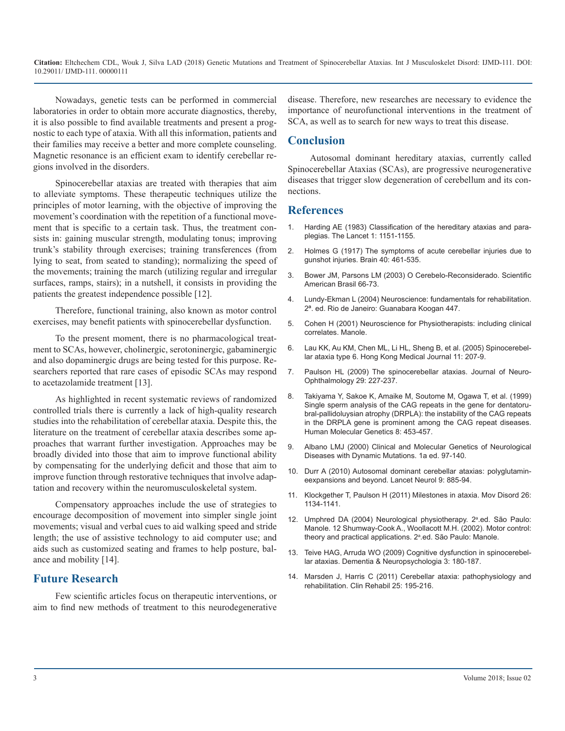Nowadays, genetic tests can be performed in commercial laboratories in order to obtain more accurate diagnostics, thereby, it is also possible to find available treatments and present a prognostic to each type of ataxia. With all this information, patients and their families may receive a better and more complete counseling. Magnetic resonance is an efficient exam to identify cerebellar regions involved in the disorders.

Spinocerebellar ataxias are treated with therapies that aim to alleviate symptoms. These therapeutic techniques utilize the principles of motor learning, with the objective of improving the movement's coordination with the repetition of a functional movement that is specific to a certain task. Thus, the treatment consists in: gaining muscular strength, modulating tonus; improving trunk's stability through exercises; training transferences (from lying to seat, from seated to standing); normalizing the speed of the movements; training the march (utilizing regular and irregular surfaces, ramps, stairs); in a nutshell, it consists in providing the patients the greatest independence possible [12].

Therefore, functional training, also known as motor control exercises, may benefit patients with spinocerebellar dysfunction.

To the present moment, there is no pharmacological treatment to SCAs, however, cholinergic, serotoninergic, gabaminergic and also dopaminergic drugs are being tested for this purpose. Researchers reported that rare cases of episodic SCAs may respond to acetazolamide treatment [13].

As highlighted in recent systematic reviews of randomized controlled trials there is currently a lack of high-quality research studies into the rehabilitation of cerebellar ataxia. Despite this, the literature on the treatment of cerebellar ataxia describes some approaches that warrant further investigation. Approaches may be broadly divided into those that aim to improve functional ability by compensating for the underlying deficit and those that aim to improve function through restorative techniques that involve adaptation and recovery within the neuromusculoskeletal system.

Compensatory approaches include the use of strategies to encourage decomposition of movement into simpler single joint movements; visual and verbal cues to aid walking speed and stride length; the use of assistive technology to aid computer use; and aids such as customized seating and frames to help posture, balance and mobility [14].

## Future Research

Few scientific articles focus on therapeutic interventions, or aim to find new methods of treatment to this neurodegenerative disease. Therefore, new researches are necessary to evidence the importance of neurofunctional interventions in the treatment of SCA, as well as to search for new ways to treat this disease.

## Conclusion

Autosomal dominant hereditary ataxias, currently called Spinocerebellar Ataxias (SCAs), are progressive neurogenerative diseases that trigger slow degeneration of cerebellum and its connections.

## References

1. Harding AE (1983) Classification of the hereditary ataxias and paraplegias. The Lancet 1: 1151-1155.
2. Holmes G (1917) The symptoms of acute cerebellar injuries due to gunshot injuries. Brain 40: 461-535.
3. Bower JM, Parsons LM (2003) O Cerebelo-Reconsiderado. Scientific American Brasil 66-73.
4. Lundy-Ekman L (2004) Neuroscience: fundamentals for rehabilitation. 2ª. ed. Rio de Janeiro: Guanabara Koogan 447.
5. Cohen H (2001) Neuroscience for Physiotherapists: including clinical correlates. Manole.
6. Lau KK, Au KM, Chen ML, Li HL, Sheng B, et al. (2005) Spinocerebellar ataxia type 6. Hong Kong Medical Journal 11: 207-9.
7. Paulson HL (2009) The spinocerebellar ataxias. Journal of Neuro-Ophthalmology 29: 227-237.
8. Takiyama Y, Sakoe K, Amaike M, Soutome M, Ogawa T, et al. (1999) Single sperm analysis of the CAG repeats in the gene for dentatorubral-pallidoluysian atrophy (DRPLA): the instability of the CAG repeats in the DRPLA gene is prominent among the CAG repeat diseases. Human Molecular Genetics 8: 453-457.
9. Albano LMJ (2000) Clinical and Molecular Genetics of Neurological Diseases with Dynamic Mutations. 1a ed. 97-140.
10. Durr A (2010) Autosomal dominant cerebellar ataxias: polyglutamineexpansions and beyond. Lancet Neurol 9: 885-94.
11. Klockgether T, Paulson H (2011) Milestones in ataxia. Mov Disord 26: 1134-1141.
12. Umphred DA (2004) Neurological physiotherapy. 2ª.ed. São Paulo: Manole. 12 Shumway-Cook A., Woollacott M.H. (2002). Motor control: theory and practical applications. 2ª.ed. São Paulo: Manole.
13. Teive HAG, Arruda WO (2009) Cognitive dysfunction in spinocerebellar ataxias. Dementia & Neuropsychologia 3: 180-187.
14. Marsden J, Harris C (2011) Cerebellar ataxia: pathophysiology and rehabilitation. Clin Rehabil 25: 195-216.